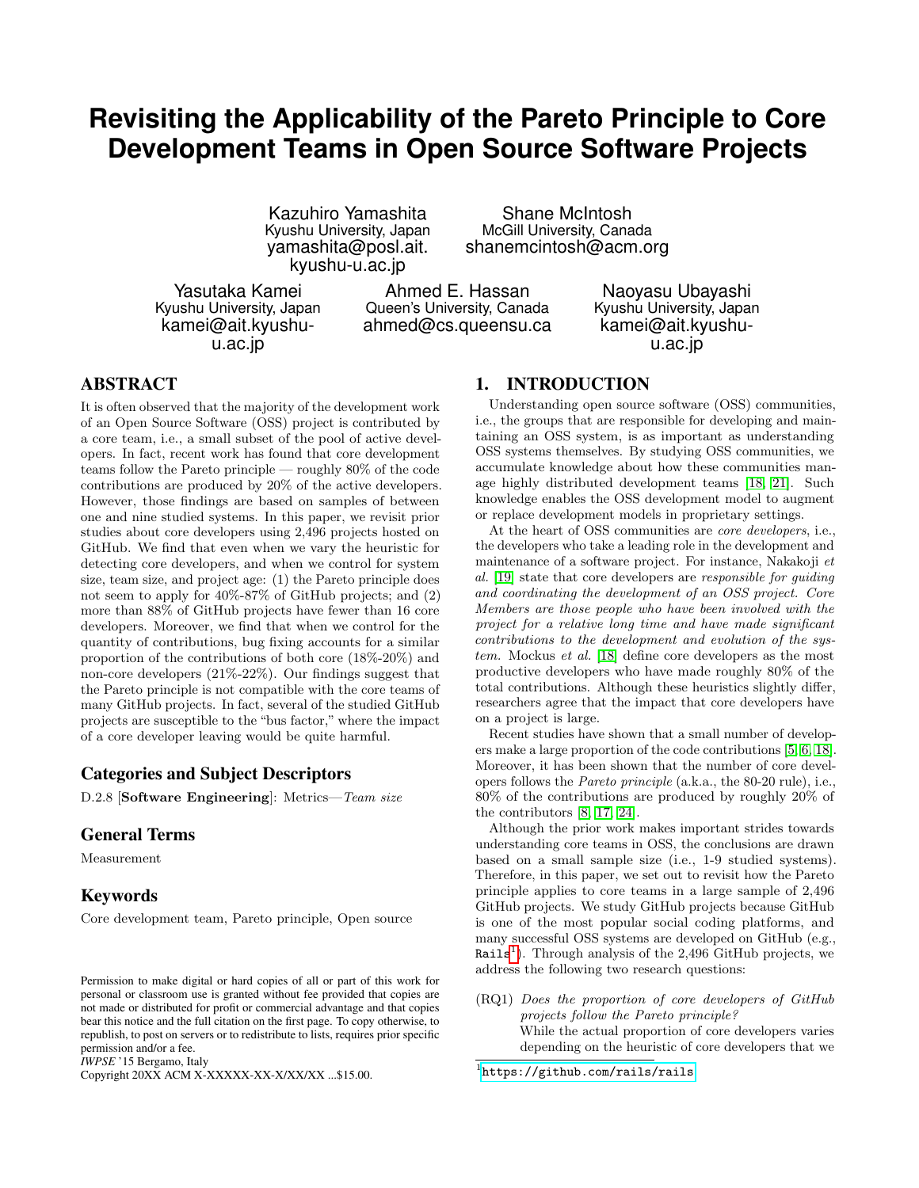# Revisiting the Applicability of the Pareto Principle to Core Development Teams in Open Source Software Projects

Kazuhiro Yamashita
Kyushu University, Japan
yamashita@posl.ait.kyushu-u.ac.jp

Shane McIntosh
McGill University, Canada
shanemcintosh@acm.org

Yasutaka Kamei
Kyushu University, Japan
kamei@ait.kyushu-u.ac.jp

Ahmed E. Hassan
Queen's University, Canada
ahmed@cs.queensu.ca

Naoyasu Ubayashi
Kyushu University, Japan
kamei@ait.kyushu-u.ac.jp

## ABSTRACT

It is often observed that the majority of the development work of an Open Source Software (OSS) project is contributed by a core team, i.e., a small subset of the pool of active developers. In fact, recent work has found that core development teams follow the Pareto principle — roughly 80% of the code contributions are produced by 20% of the active developers. However, those findings are based on samples of between one and nine studied systems. In this paper, we revisit prior studies about core developers using 2,496 projects hosted on GitHub. We find that even when we vary the heuristic for detecting core developers, and when we control for system size, team size, and project age: (1) the Pareto principle does not seem to apply for 40%-87% of GitHub projects; and (2) more than 88% of GitHub projects have fewer than 16 core developers. Moreover, we find that when we control for the quantity of contributions, bug fixing accounts for a similar proportion of the contributions of both core (18%-20%) and non-core developers (21%-22%). Our findings suggest that the Pareto principle is not compatible with the core teams of many GitHub projects. In fact, several of the studied GitHub projects are susceptible to the "bus factor," where the impact of a core developer leaving would be quite harmful.

### Categories and Subject Descriptors

D.2.8 [**Software Engineering**]: Metrics—*Team size*

### General Terms

Measurement

### Keywords

Core development team, Pareto principle, Open source

Permission to make digital or hard copies of all or part of this work for personal or classroom use is granted without fee provided that copies are not made or distributed for profit or commercial advantage and that copies bear this notice and the full citation on the first page. To copy otherwise, to republish, to post on servers or to redistribute to lists, requires prior specific permission and/or a fee.
*IWPSE* '15 Bergamo, Italy
Copyright 20XX ACM X-XXXXX-XX-X/XX/XX ...$15.00.

## 1. INTRODUCTION

Understanding open source software (OSS) communities, i.e., the groups that are responsible for developing and maintaining an OSS system, is as important as understanding OSS systems themselves. By studying OSS communities, we accumulate knowledge about how these communities manage highly distributed development teams [18, 21]. Such knowledge enables the OSS development model to augment or replace development models in proprietary settings.

At the heart of OSS communities are *core developers*, i.e., the developers who take a leading role in the development and maintenance of a software project. For instance, Nakakoji *et al.* [19] state that core developers are *responsible for guiding and coordinating the development of an OSS project. Core Members are those people who have been involved with the project for a relative long time and have made significant contributions to the development and evolution of the system.* Mockus *et al.* [18] define core developers as the most productive developers who have made roughly 80% of the total contributions. Although these heuristics slightly differ, researchers agree that the impact that core developers have on a project is large.

Recent studies have shown that a small number of developers make a large proportion of the code contributions [5, 6, 18]. Moreover, it has been shown that the number of core developers follows the *Pareto principle* (a.k.a., the 80-20 rule), i.e., 80% of the contributions are produced by roughly 20% of the contributors [8, 17, 24].

Although the prior work makes important strides towards understanding core teams in OSS, the conclusions are drawn based on a small sample size (i.e., 1-9 studied systems). Therefore, in this paper, we set out to revisit how the Pareto principle applies to core teams in a large sample of 2,496 GitHub projects. We study GitHub projects because GitHub is one of the most popular social coding platforms, and many successful OSS systems are developed on GitHub (e.g., `Rails`[1]). Through analysis of the 2,496 GitHub projects, we address the following two research questions:

(RQ1) *Does the proportion of core developers of GitHub projects follow the Pareto principle?*
While the actual proportion of core developers varies depending on the heuristic of core developers that we

[1] https://github.com/rails/rails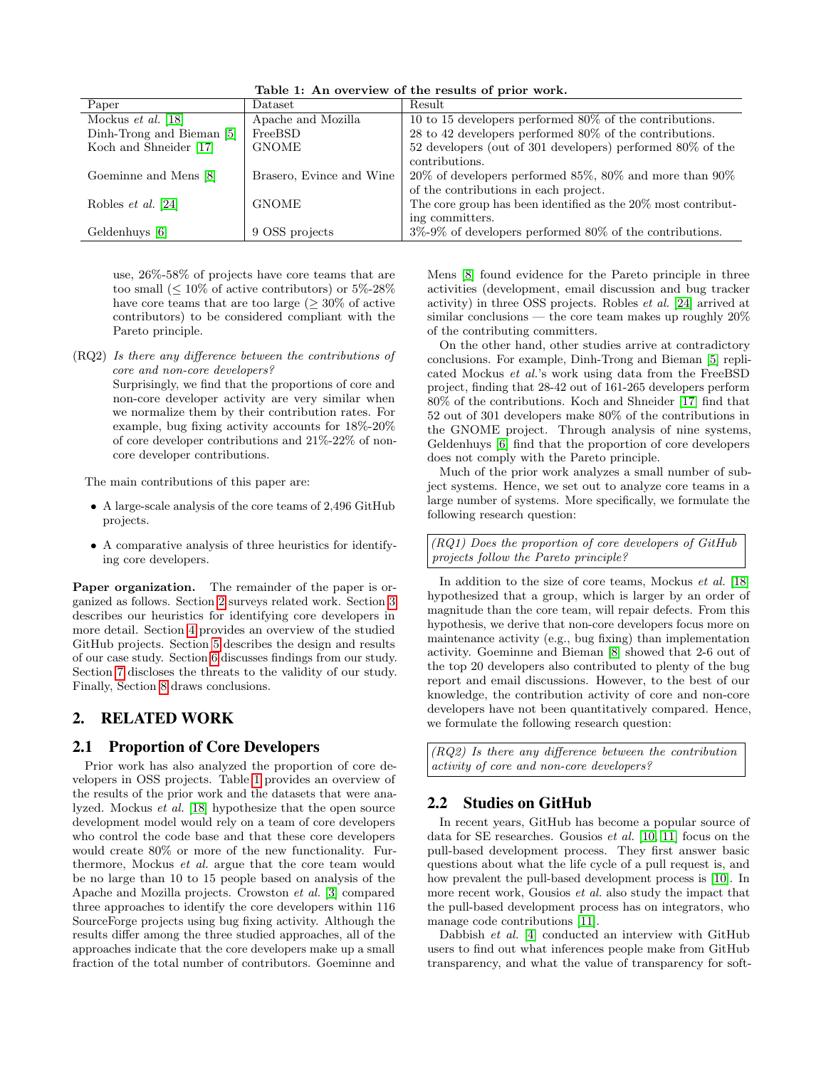Table 1: An overview of the results of prior work.

| Paper | Dataset | Result |
|---|---|---|
| Mockus *et al.* [18] | Apache and Mozilla | 10 to 15 developers performed 80% of the contributions. |
| Dinh-Trong and Bieman [5] | FreeBSD | 28 to 42 developers performed 80% of the contributions. |
| Koch and Shneider [17] | GNOME | 52 developers (out of 301 developers) performed 80% of the contributions. |
| Goeminne and Mens [8] | Brasero, Evince and Wine | 20% of developers performed 85%, 80% and more than 90% of the contributions in each project. |
| Robles *et al.* [24] | GNOME | The core group has been identified as the 20% most contributing committers. |
| Geldenhuys [6] | 9 OSS projects | 3%-9% of developers performed 80% of the contributions. |

use, 26%-58% of projects have core teams that are too small ($\leq$ 10% of active contributors) or 5%-28% have core teams that are too large ($\geq$ 30% of active contributors) to be considered compliant with the Pareto principle.

(RQ2) *Is there any difference between the contributions of core and non-core developers?*
Surprisingly, we find that the proportions of core and non-core developer activity are very similar when we normalize them by their contribution rates. For example, bug fixing activity accounts for 18%-20% of core developer contributions and 21%-22% of non-core developer contributions.

The main contributions of this paper are:

- A large-scale analysis of the core teams of 2,496 GitHub projects.
- A comparative analysis of three heuristics for identifying core developers.

**Paper organization.** The remainder of the paper is organized as follows. Section 2 surveys related work. Section 3 describes our heuristics for identifying core developers in more detail. Section 4 provides an overview of the studied GitHub projects. Section 5 describes the design and results of our case study. Section 6 discusses findings from our study. Section 7 discloses the threats to the validity of our study. Finally, Section 8 draws conclusions.

## 2. RELATED WORK

### 2.1 Proportion of Core Developers

Prior work has also analyzed the proportion of core developers in OSS projects. Table 1 provides an overview of the results of the prior work and the datasets that were analyzed. Mockus *et al.* [18] hypothesize that the open source development model would rely on a team of core developers who control the code base and that these core developers would create 80% or more of the new functionality. Furthermore, Mockus *et al.* argue that the core team would be no large than 10 to 15 people based on analysis of the Apache and Mozilla projects. Crowston *et al.* [3] compared three approaches to identify the core developers within 116 SourceForge projects using bug fixing activity. Although the results differ among the three studied approaches, all of the approaches indicate that the core developers make up a small fraction of the total number of contributors. Goeminne and Mens [8] found evidence for the Pareto principle in three activities (development, email discussion and bug tracker activity) in three OSS projects. Robles *et al.* [24] arrived at similar conclusions — the core team makes up roughly 20% of the contributing committers.

On the other hand, other studies arrive at contradictory conclusions. For example, Dinh-Trong and Bieman [5] replicated Mockus *et al.*'s work using data from the FreeBSD project, finding that 28-42 out of 161-265 developers perform 80% of the contributions. Koch and Shneider [17] find that 52 out of 301 developers make 80% of the contributions in the GNOME project. Through analysis of nine systems, Geldenhuys [6] find that the proportion of core developers does not comply with the Pareto principle.

Much of the prior work analyzes a small number of subject systems. Hence, we set out to analyze core teams in a large number of systems. More specifically, we formulate the following research question:

> *(RQ1) Does the proportion of core developers of GitHub projects follow the Pareto principle?*

In addition to the size of core teams, Mockus *et al.* [18] hypothesized that a group, which is larger by an order of magnitude than the core team, will repair defects. From this hypothesis, we derive that non-core developers focus more on maintenance activity (e.g., bug fixing) than implementation activity. Goeminne and Bieman [8] showed that 2-6 out of the top 20 developers also contributed to plenty of the bug report and email discussions. However, to the best of our knowledge, the contribution activity of core and non-core developers have not been quantitatively compared. Hence, we formulate the following research question:

> *(RQ2) Is there any difference between the contribution activity of core and non-core developers?*

### 2.2 Studies on GitHub

In recent years, GitHub has become a popular source of data for SE researches. Gousios *et al.* [10, 11] focus on the pull-based development process. They first answer basic questions about what the life cycle of a pull request is, and how prevalent the pull-based development process is [10]. In more recent work, Gousios *et al.* also study the impact that the pull-based development process has on integrators, who manage code contributions [11].

Dabbish *et al.* [4] conducted an interview with GitHub users to find out what inferences people make from GitHub transparency, and what the value of transparency for soft-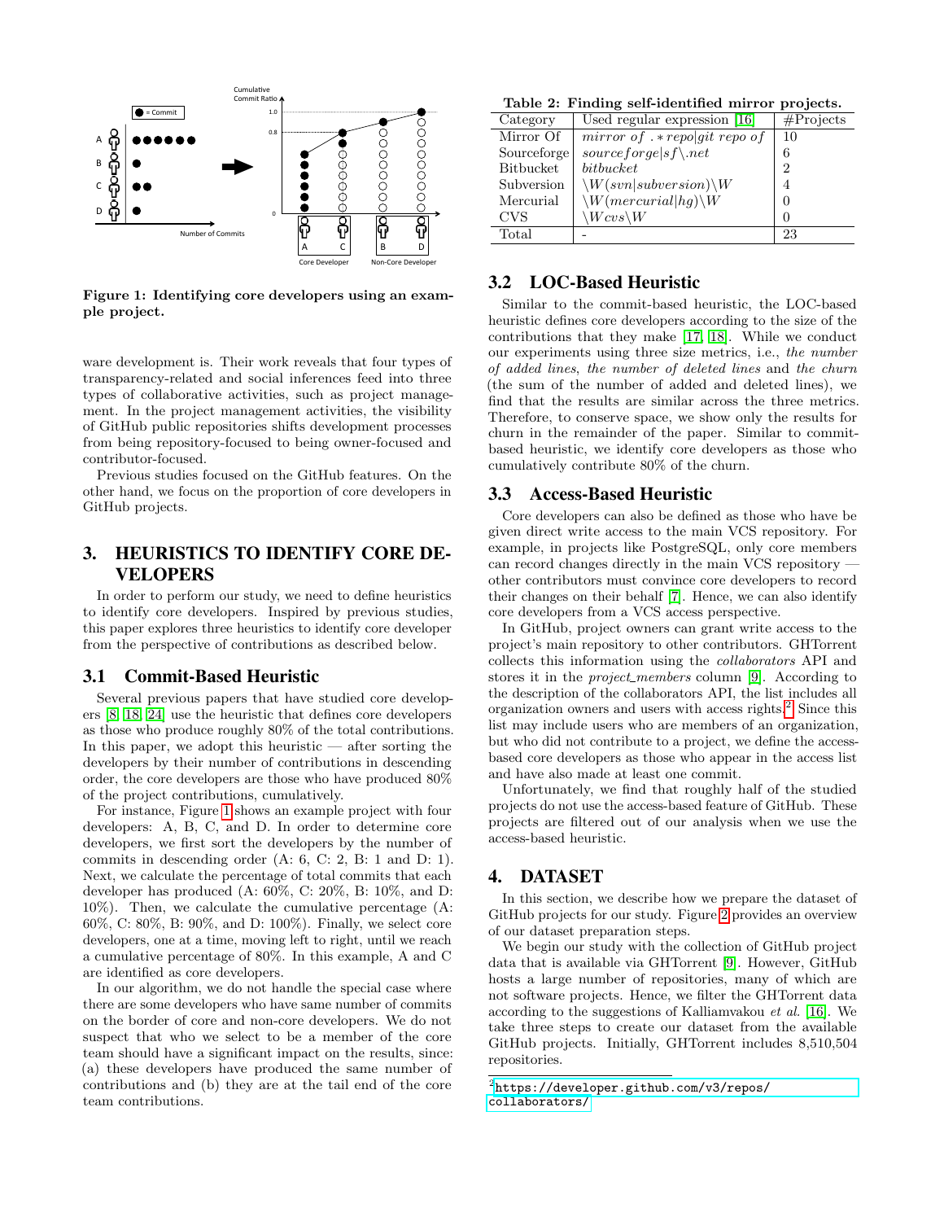Figure 1: Identifying core developers using an example project.

ware development is. Their work reveals that four types of transparency-related and social inferences feed into three types of collaborative activities, such as project management. In the project management activities, the visibility of GitHub public repositories shifts development processes from being repository-focused to being owner-focused and contributor-focused.

Previous studies focused on the GitHub features. On the other hand, we focus on the proportion of core developers in GitHub projects.

## 3. HEURISTICS TO IDENTIFY CORE DEVELOPERS

In order to perform our study, we need to define heuristics to identify core developers. Inspired by previous studies, this paper explores three heuristics to identify core developer from the perspective of contributions as described below.

### 3.1 Commit-Based Heuristic

Several previous papers that have studied core developers [8, 18, 24] use the heuristic that defines core developers as those who produce roughly 80% of the total contributions. In this paper, we adopt this heuristic — after sorting the developers by their number of contributions in descending order, the core developers are those who have produced 80% of the project contributions, cumulatively.

For instance, Figure 1 shows an example project with four developers: A, B, C, and D. In order to determine core developers, we first sort the developers by the number of commits in descending order (A: 6, C: 2, B: 1 and D: 1). Next, we calculate the percentage of total commits that each developer has produced (A: 60%, C: 20%, B: 10%, and D: 10%). Then, we calculate the cumulative percentage (A: 60%, C: 80%, B: 90%, and D: 100%). Finally, we select core developers, one at a time, moving left to right, until we reach a cumulative percentage of 80%. In this example, A and C are identified as core developers.

In our algorithm, we do not handle the special case where there are some developers who have same number of commits on the border of core and non-core developers. We do not suspect that who we select to be a member of the core team should have a significant impact on the results, since: (a) these developers have produced the same number of contributions and (b) they are at the tail end of the core team contributions.

**Table 2: Finding self-identified mirror projects.**

| Category | Used regular expression [16] | #Projects |
|---|---|---|
| Mirror Of | *mirror of .\*repo\|git repo of* | 10 |
| Sourceforge | *sourceforge\|sf\.net* | 6 |
| Bitbucket | *bitbucket* | 2 |
| Subversion | *\W(svn\|subversion)\W* | 4 |
| Mercurial | *\W(mercurial\|hg)\W* | 0 |
| CVS | *\Wcvs\W* | 0 |
| Total | - | 23 |

### 3.2 LOC-Based Heuristic

Similar to the commit-based heuristic, the LOC-based heuristic defines core developers according to the size of the contributions that they make [17, 18]. While we conduct our experiments using three size metrics, i.e., *the number of added lines*, *the number of deleted lines* and *the churn* (the sum of the number of added and deleted lines), we find that the results are similar across the three metrics. Therefore, to conserve space, we show only the results for churn in the remainder of the paper. Similar to commit-based heuristic, we identify core developers as those who cumulatively contribute 80% of the churn.

### 3.3 Access-Based Heuristic

Core developers can also be defined as those who have be given direct write access to the main VCS repository. For example, in projects like PostgreSQL, only core members can record changes directly in the main VCS repository — other contributors must convince core developers to record their changes on their behalf [7]. Hence, we can also identify core developers from a VCS access perspective.

In GitHub, project owners can grant write access to the project's main repository to other contributors. GHTorrent collects this information using the *collaborators* API and stores it in the *project_members* column [9]. According to the description of the collaborators API, the list includes all organization owners and users with access rights.[2] Since this list may include users who are members of an organization, but who did not contribute to a project, we define the access-based core developers as those who appear in the access list and have also made at least one commit.

Unfortunately, we find that roughly half of the studied projects do not use the access-based feature of GitHub. These projects are filtered out of our analysis when we use the access-based heuristic.

## 4. DATASET

In this section, we describe how we prepare the dataset of GitHub projects for our study. Figure 2 provides an overview of our dataset preparation steps.

We begin our study with the collection of GitHub project data that is available via GHTorrent [9]. However, GitHub hosts a large number of repositories, many of which are not software projects. Hence, we filter the GHTorrent data according to the suggestions of Kalliamvakou *et al.* [16]. We take three steps to create our dataset from the available GitHub projects. Initially, GHTorrent includes 8,510,504 repositories.

[2] `https://developer.github.com/v3/repos/collaborators/`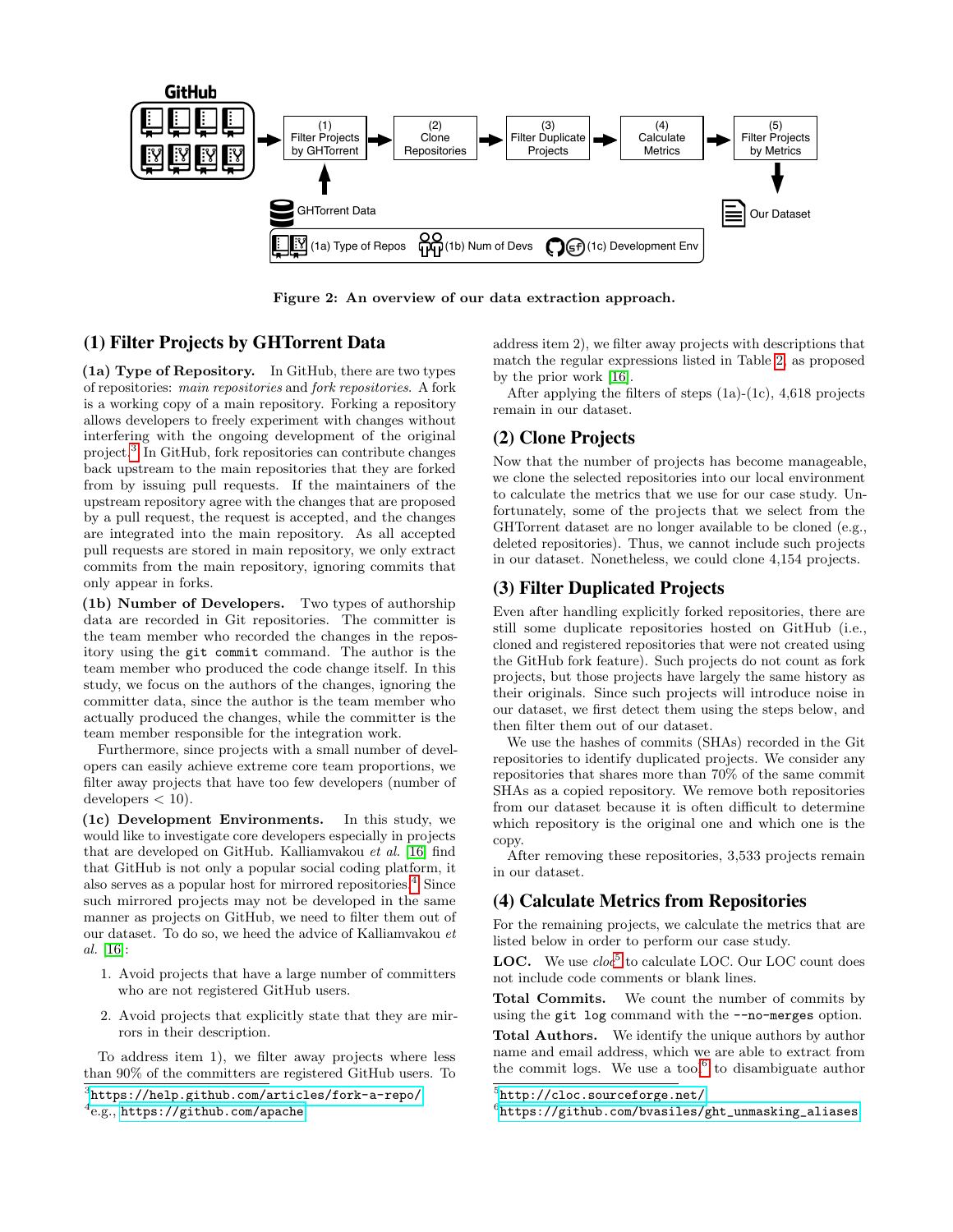Figure 2: An overview of our data extraction approach.

## (1) Filter Projects by GHTorrent Data

**(1a) Type of Repository.** In GitHub, there are two types of repositories: *main repositories* and *fork repositories*. A fork is a working copy of a main repository. Forking a repository allows developers to freely experiment with changes without interfering with the ongoing development of the original project.[3] In GitHub, fork repositories can contribute changes back upstream to the main repositories that they are forked from by issuing pull requests. If the maintainers of the upstream repository agree with the changes that are proposed by a pull request, the request is accepted, and the changes are integrated into the main repository. As all accepted pull requests are stored in main repository, we only extract commits from the main repository, ignoring commits that only appear in forks.

**(1b) Number of Developers.** Two types of authorship data are recorded in Git repositories. The committer is the team member who recorded the changes in the repository using the `git commit` command. The author is the team member who produced the code change itself. In this study, we focus on the authors of the changes, ignoring the committer data, since the author is the team member who actually produced the changes, while the committer is the team member responsible for the integration work.

Furthermore, since projects with a small number of developers can easily achieve extreme core team proportions, we filter away projects that have too few developers (number of developers $< 10$).

**(1c) Development Environments.** In this study, we would like to investigate core developers especially in projects that are developed on GitHub. Kalliamvakou *et al.* [16] find that GitHub is not only a popular social coding platform, it also serves as a popular host for mirrored repositories.[4] Since such mirrored projects may not be developed in the same manner as projects on GitHub, we need to filter them out of our dataset. To do so, we heed the advice of Kalliamvakou *et al.* [16]:

1. Avoid projects that have a large number of committers who are not registered GitHub users.
2. Avoid projects that explicitly state that they are mirrors in their description.

To address item 1), we filter away projects where less than 90% of the committers are registered GitHub users. To address item 2), we filter away projects with descriptions that match the regular expressions listed in Table 2, as proposed by the prior work [16].

After applying the filters of steps (1a)-(1c), 4,618 projects remain in our dataset.

## (2) Clone Projects

Now that the number of projects has become manageable, we clone the selected repositories into our local environment to calculate the metrics that we use for our case study. Unfortunately, some of the projects that we select from the GHTorrent dataset are no longer available to be cloned (e.g., deleted repositories). Thus, we cannot include such projects in our dataset. Nonetheless, we could clone 4,154 projects.

## (3) Filter Duplicated Projects

Even after handling explicitly forked repositories, there are still some duplicate repositories hosted on GitHub (i.e., cloned and registered repositories that were not created using the GitHub fork feature). Such projects do not count as fork projects, but those projects have largely the same history as their originals. Since such projects will introduce noise in our dataset, we first detect them using the steps below, and then filter them out of our dataset.

We use the hashes of commits (SHAs) recorded in the Git repositories to identify duplicated projects. We consider any repositories that shares more than 70% of the same commit SHAs as a copied repository. We remove both repositories from our dataset because it is often difficult to determine which repository is the original one and which one is the copy.

After removing these repositories, 3,533 projects remain in our dataset.

## (4) Calculate Metrics from Repositories

For the remaining projects, we calculate the metrics that are listed below in order to perform our case study.

**LOC.** We use *cloc*[5] to calculate LOC. Our LOC count does not include code comments or blank lines.

**Total Commits.** We count the number of commits by using the `git log` command with the `--no-merges` option.

**Total Authors.** We identify the unique authors by author name and email address, which we are able to extract from the commit logs. We use a tool[6] to disambiguate author

[3] https://help.github.com/articles/fork-a-repo/
[4] e.g., https://github.com/apache
[5] http://cloc.sourceforge.net/
[6] https://github.com/bvasiles/ght_unmasking_aliases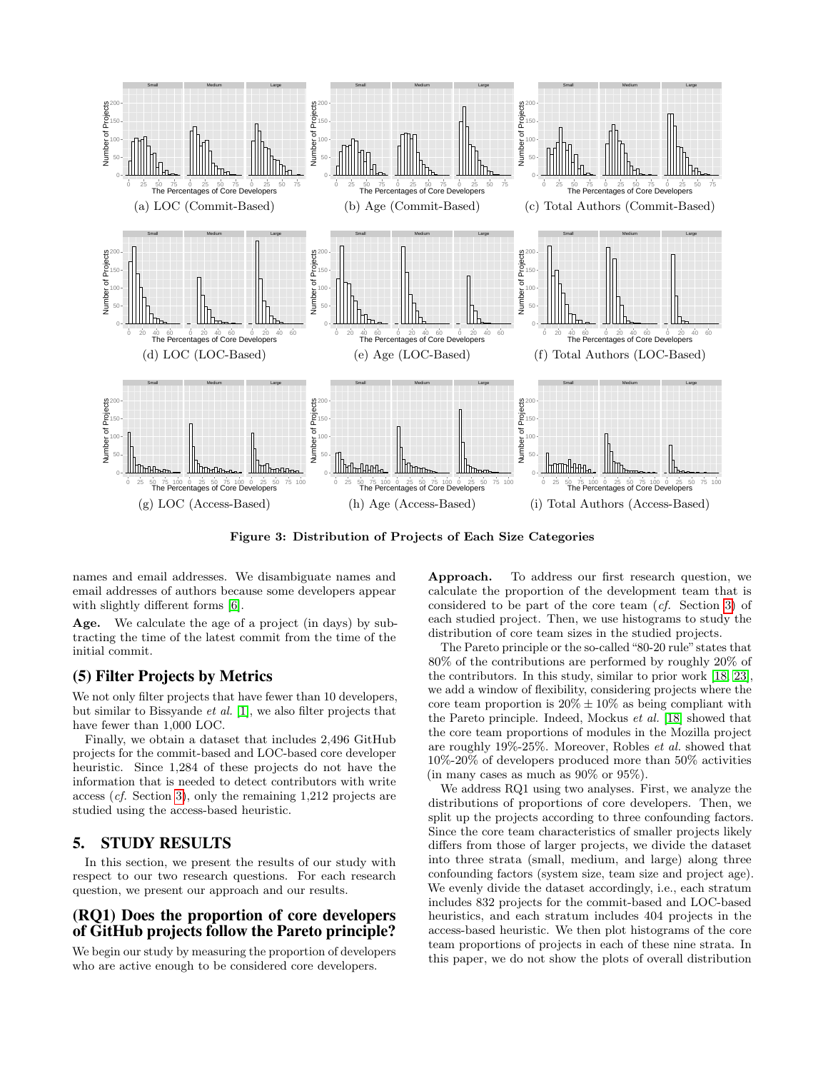(a) LOC (Commit-Based) (b) Age (Commit-Based) (c) Total Authors (Commit-Based)

(d) LOC (LOC-Based) (e) Age (LOC-Based) (f) Total Authors (LOC-Based)

(g) LOC (Access-Based) (h) Age (Access-Based) (i) Total Authors (Access-Based)

**Figure 3: Distribution of Projects of Each Size Categories**

names and email addresses. We disambiguate names and email addresses of authors because some developers appear with slightly different forms [6].

**Age.** We calculate the age of a project (in days) by subtracting the time of the latest commit from the time of the initial commit.

## (5) Filter Projects by Metrics

We not only filter projects that have fewer than 10 developers, but similar to Bissyande *et al.* [1], we also filter projects that have fewer than 1,000 LOC.

Finally, we obtain a dataset that includes 2,496 GitHub projects for the commit-based and LOC-based core developer heuristic. Since 1,284 of these projects do not have the information that is needed to detect contributors with write access (*cf.* Section 3), only the remaining 1,212 projects are studied using the access-based heuristic.

# 5. STUDY RESULTS

In this section, we present the results of our study with respect to our two research questions. For each research question, we present our approach and our results.

## (RQ1) Does the proportion of core developers of GitHub projects follow the Pareto principle?

We begin our study by measuring the proportion of developers who are active enough to be considered core developers.

**Approach.** To address our first research question, we calculate the proportion of the development team that is considered to be part of the core team (*cf.* Section 3) of each studied project. Then, we use histograms to study the distribution of core team sizes in the studied projects.

The Pareto principle or the so-called "80-20 rule" states that 80% of the contributions are performed by roughly 20% of the contributors. In this study, similar to prior work [18, 23], we add a window of flexibility, considering projects where the core team proportion is $20\% \pm 10\%$ as being compliant with the Pareto principle. Indeed, Mockus *et al.* [18] showed that the core team proportions of modules in the Mozilla project are roughly 19%-25%. Moreover, Robles *et al.* showed that 10%-20% of developers produced more than 50% activities (in many cases as much as 90% or 95%).

We address RQ1 using two analyses. First, we analyze the distributions of proportions of core developers. Then, we split up the projects according to three confounding factors. Since the core team characteristics of smaller projects likely differs from those of larger projects, we divide the dataset into three strata (small, medium, and large) along three confounding factors (system size, team size and project age). We evenly divide the dataset accordingly, i.e., each stratum includes 832 projects for the commit-based and LOC-based heuristics, and each stratum includes 404 projects in the access-based heuristic. We then plot histograms of the core team proportions of projects in each of these nine strata. In this paper, we do not show the plots of overall distribution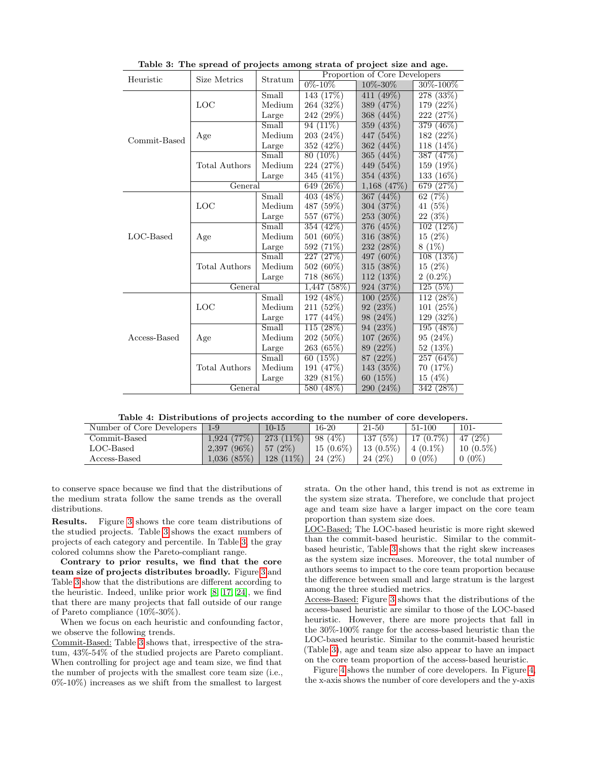**Table 3: The spread of projects among strata of project size and age.**

| Heuristic | Size Metrics | Stratum | Proportion of Core Developers | | |
|---|---|---|---|---|---|
| | | | 0%-10% | 10%-30% | 30%-100% |
| Commit-Based | LOC | Small | 143 (17%) | 411 (49%) | 278 (33%) |
| | | Medium | 264 (32%) | 389 (47%) | 179 (22%) |
| | | Large | 242 (29%) | 368 (44%) | 222 (27%) |
| | Age | Small | 94 (11%) | 359 (43%) | 379 (46%) |
| | | Medium | 203 (24%) | 447 (54%) | 182 (22%) |
| | | Large | 352 (42%) | 362 (44%) | 118 (14%) |
| | Total Authors | Small | 80 (10%) | 365 (44%) | 387 (47%) |
| | | Medium | 224 (27%) | 449 (54%) | 159 (19%) |
| | | Large | 345 (41%) | 354 (43%) | 133 (16%) |
| | General | | 649 (26%) | 1,168 (47%) | 679 (27%) |
| LOC-Based | LOC | Small | 403 (48%) | 367 (44%) | 62 (7%) |
| | | Medium | 487 (59%) | 304 (37%) | 41 (5%) |
| | | Large | 557 (67%) | 253 (30%) | 22 (3%) |
| | Age | Small | 354 (42%) | 376 (45%) | 102 (12%) |
| | | Medium | 501 (60%) | 316 (38%) | 15 (2%) |
| | | Large | 592 (71%) | 232 (28%) | 8 (1%) |
| | Total Authors | Small | 227 (27%) | 497 (60%) | 108 (13%) |
| | | Medium | 502 (60%) | 315 (38%) | 15 (2%) |
| | | Large | 718 (86%) | 112 (13%) | 2 (0.2%) |
| | General | | 1,447 (58%) | 924 (37%) | 125 (5%) |
| Access-Based | LOC | Small | 192 (48%) | 100 (25%) | 112 (28%) |
| | | Medium | 211 (52%) | 92 (23%) | 101 (25%) |
| | | Large | 177 (44%) | 98 (24%) | 129 (32%) |
| | Age | Small | 115 (28%) | 94 (23%) | 195 (48%) |
| | | Medium | 202 (50%) | 107 (26%) | 95 (24%) |
| | | Large | 263 (65%) | 89 (22%) | 52 (13%) |
| | Total Authors | Small | 60 (15%) | 87 (22%) | 257 (64%) |
| | | Medium | 191 (47%) | 143 (35%) | 70 (17%) |
| | | Large | 329 (81%) | 60 (15%) | 15 (4%) |
| | General | | 580 (48%) | 290 (24%) | 342 (28%) |

**Table 4: Distributions of projects according to the number of core developers.**

| Number of Core Developers | 1-9 | 10-15 | 16-20 | 21-50 | 51-100 | 101- |
|---|---|---|---|---|---|---|
| Commit-Based | 1,924 (77%) | 273 (11%) | 98 (4%) | 137 (5%) | 17 (0.7%) | 47 (2%) |
| LOC-Based | 2,397 (96%) | 57 (2%) | 15 (0.6%) | 13 (0.5%) | 4 (0.1%) | 10 (0.5%) |
| Access-Based | 1,036 (85%) | 128 (11%) | 24 (2%) | 24 (2%) | 0 (0%) | 0 (0%) |

to conserve space because we find that the distributions of the medium strata follow the same trends as the overall distributions.

**Results.** Figure 3 shows the core team distributions of the studied projects. Table 3 shows the exact numbers of projects of each category and percentile. In Table 3, the gray colored columns show the Pareto-compliant range.

**Contrary to prior results, we find that the core team size of projects distributes broadly.** Figure 3 and Table 3 show that the distributions are different according to the heuristic. Indeed, unlike prior work [8, 17, 24], we find that there are many projects that fall outside of our range of Pareto compliance (10%-30%).

When we focus on each heuristic and confounding factor, we observe the following trends.

Commit-Based: Table 3 shows that, irrespective of the stratum, 43%-54% of the studied projects are Pareto compliant. When controlling for project age and team size, we find that the number of projects with the smallest core team size (i.e., 0%-10%) increases as we shift from the smallest to largest strata. On the other hand, this trend is not as extreme in the system size strata. Therefore, we conclude that project age and team size have a larger impact on the core team proportion than system size does.

LOC-Based: The LOC-based heuristic is more right skewed than the commit-based heuristic. Similar to the commit-based heuristic, Table 3 shows that the right skew increases as the system size increases. Moreover, the total number of authors seems to impact to the core team proportion because the difference between small and large stratum is the largest among the three studied metrics.

Access-Based: Figure 3 shows that the distributions of the access-based heuristic are similar to those of the LOC-based heuristic. However, there are more projects that fall in the 30%-100% range for the access-based heuristic than the LOC-based heuristic. Similar to the commit-based heuristic (Table 3), age and team size also appear to have an impact on the core team proportion of the access-based heuristic.

Figure 4 shows the number of core developers. In Figure 4, the x-axis shows the number of core developers and the y-axis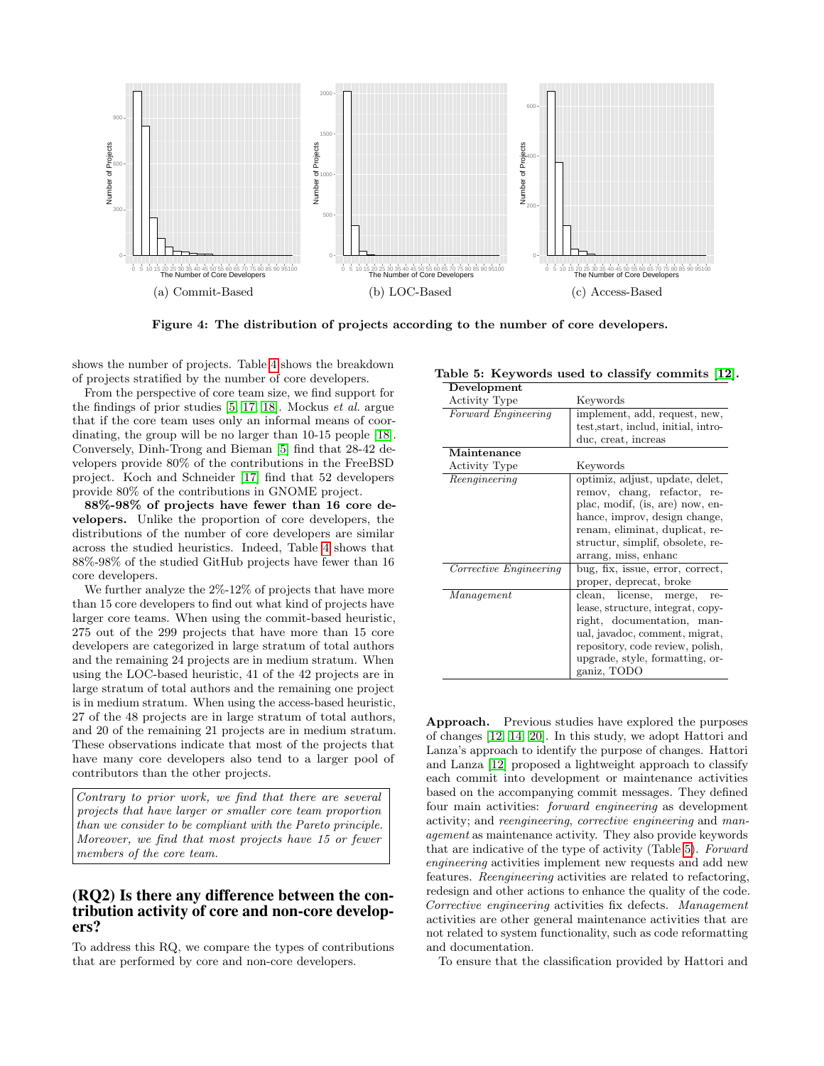Figure 4: The distribution of projects according to the number of core developers.

(a) Commit-Based

(b) LOC-Based

(c) Access-Based

shows the number of projects. Table 4 shows the breakdown of projects stratified by the number of core developers.

From the perspective of core team size, we find support for the findings of prior studies [5, 17, 18]. Mockus *et al.* argue that if the core team uses only an informal means of coordinating, the group will be no larger than 10-15 people [18]. Conversely, Dinh-Trong and Bieman [5] find that 28-42 developers provide 80% of the contributions in the FreeBSD project. Koch and Schneider [17] find that 52 developers provide 80% of the contributions in GNOME project.

**88%-98% of projects have fewer than 16 core developers.** Unlike the proportion of core developers, the distributions of the number of core developers are similar across the studied heuristics. Indeed, Table 4 shows that 88%-98% of the studied GitHub projects have fewer than 16 core developers.

We further analyze the 2%-12% of projects that have more than 15 core developers to find out what kind of projects have larger core teams. When using the commit-based heuristic, 275 out of the 299 projects that have more than 15 core developers are categorized in large stratum of total authors and the remaining 24 projects are in medium stratum. When using the LOC-based heuristic, 41 of the 42 projects are in large stratum of total authors and the remaining one project is in medium stratum. When using the access-based heuristic, 27 of the 48 projects are in large stratum of total authors, and 20 of the remaining 21 projects are in medium stratum. These observations indicate that most of the projects that have many core developers also tend to a larger pool of contributors than the other projects.

> *Contrary to prior work, we find that there are several projects that have larger or smaller core team proportion than we consider to be compliant with the Pareto principle. Moreover, we find that most projects have 15 or fewer members of the core team.*

## (RQ2) Is there any difference between the contribution activity of core and non-core developers?

To address this RQ, we compare the types of contributions that are performed by core and non-core developers.

**Table 5: Keywords used to classify commits [12].**

| **Development** | |
|---|---|
| Activity Type | Keywords |
| *Forward Engineering* | implement, add, request, new, test,start, includ, initial, introduc, creat, increas |
| **Maintenance** | |
| Activity Type | Keywords |
| *Reengineering* | optimiz, adjust, update, delet, remov, chang, refactor, replac, modif, (is, are) now, enhance, improv, design change, renam, eliminat, duplicat, restructur, simplif, obsolete, rearrang, miss, enhanc |
| *Corrective Engineering* | bug, fix, issue, error, correct, proper, deprecat, broke |
| *Management* | clean, license, merge, release, structure, integrat, copyright, documentation, manual, javadoc, comment, migrat, repository, code review, polish, upgrade, style, formatting, organiz, TODO |

**Approach.** Previous studies have explored the purposes of changes [12, 14, 20]. In this study, we adopt Hattori and Lanza's approach to identify the purpose of changes. Hattori and Lanza [12] proposed a lightweight approach to classify each commit into development or maintenance activities based on the accompanying commit messages. They defined four main activities: *forward engineering* as development activity; and *reengineering*, *corrective engineering* and *management* as maintenance activity. They also provide keywords that are indicative of the type of activity (Table 5). *Forward engineering* activities implement new requests and add new features. *Reengineering* activities are related to refactoring, redesign and other actions to enhance the quality of the code. *Corrective engineering* activities fix defects. *Management* activities are other general maintenance activities that are not related to system functionality, such as code reformatting and documentation.

To ensure that the classification provided by Hattori and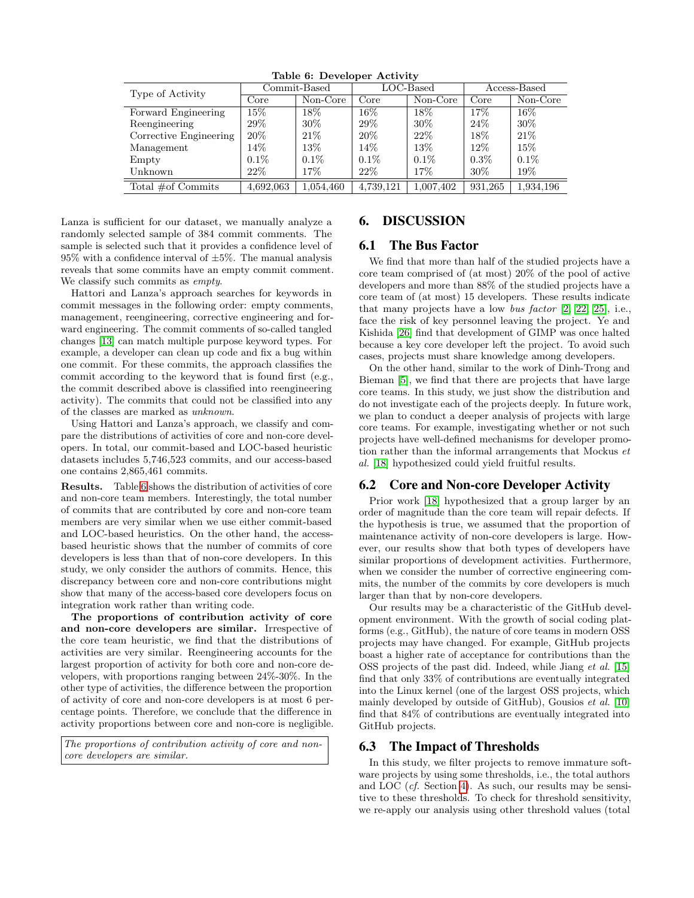**Table 6: Developer Activity**

| Type of Activity | Commit-Based | | LOC-Based | | Access-Based | |
|---|---|---|---|---|---|---|
| | Core | Non-Core | Core | Non-Core | Core | Non-Core |
| Forward Engineering | 15% | 18% | 16% | 18% | 17% | 16% |
| Reengineering | 29% | 30% | 29% | 30% | 24% | 30% |
| Corrective Engineering | 20% | 21% | 20% | 22% | 18% | 21% |
| Management | 14% | 13% | 14% | 13% | 12% | 15% |
| Empty | 0.1% | 0.1% | 0.1% | 0.1% | 0.3% | 0.1% |
| Unknown | 22% | 17% | 22% | 17% | 30% | 19% |
| Total #of Commits | 4,692,063 | 1,054,460 | 4,739,121 | 1,007,402 | 931,265 | 1,934,196 |

Lanza is sufficient for our dataset, we manually analyze a randomly selected sample of 384 commit comments. The sample is selected such that it provides a confidence level of 95% with a confidence interval of ±5%. The manual analysis reveals that some commits have an empty commit comment. We classify such commits as *empty*.

Hattori and Lanza's approach searches for keywords in commit messages in the following order: empty comments, management, reengineering, corrective engineering and forward engineering. The commit comments of so-called tangled changes [13] can match multiple purpose keyword types. For example, a developer can clean up code and fix a bug within one commit. For these commits, the approach classifies the commit according to the keyword that is found first (e.g., the commit described above is classified into reengineering activity). The commits that could not be classified into any of the classes are marked as *unknown*.

Using Hattori and Lanza's approach, we classify and compare the distributions of activities of core and non-core developers. In total, our commit-based and LOC-based heuristic datasets includes 5,746,523 commits, and our access-based one contains 2,865,461 commits.

**Results.** Table 6 shows the distribution of activities of core and non-core team members. Interestingly, the total number of commits that are contributed by core and non-core team members are very similar when we use either commit-based and LOC-based heuristics. On the other hand, the access-based heuristic shows that the number of commits of core developers is less than that of non-core developers. In this study, we only consider the authors of commits. Hence, this discrepancy between core and non-core contributions might show that many of the access-based core developers focus on integration work rather than writing code.

**The proportions of contribution activity of core and non-core developers are similar.** Irrespective of the core team heuristic, we find that the distributions of activities are very similar. Reengineering accounts for the largest proportion of activity for both core and non-core developers, with proportions ranging between 24%-30%. In the other type of activities, the difference between the proportion of activity of core and non-core developers is at most 6 percentage points. Therefore, we conclude that the difference in activity proportions between core and non-core is negligible.

> *The proportions of contribution activity of core and non-core developers are similar.*

# 6. DISCUSSION

## 6.1 The Bus Factor

We find that more than half of the studied projects have a core team comprised of (at most) 20% of the pool of active developers and more than 88% of the studied projects have a core team of (at most) 15 developers. These results indicate that many projects have a low *bus factor* [2, 22, 25], i.e., face the risk of key personnel leaving the project. Ye and Kishida [26] find that development of GIMP was once halted because a key core developer left the project. To avoid such cases, projects must share knowledge among developers.

On the other hand, similar to the work of Dinh-Trong and Bieman [5], we find that there are projects that have large core teams. In this study, we just show the distribution and do not investigate each of the projects deeply. In future work, we plan to conduct a deeper analysis of projects with large core teams. For example, investigating whether or not such projects have well-defined mechanisms for developer promotion rather than the informal arrangements that Mockus *et al.* [18] hypothesized could yield fruitful results.

## 6.2 Core and Non-core Developer Activity

Prior work [18] hypothesized that a group larger by an order of magnitude than the core team will repair defects. If the hypothesis is true, we assumed that the proportion of maintenance activity of non-core developers is large. However, our results show that both types of developers have similar proportions of development activities. Furthermore, when we consider the number of corrective engineering commits, the number of the commits by core developers is much larger than that by non-core developers.

Our results may be a characteristic of the GitHub development environment. With the growth of social coding platforms (e.g., GitHub), the nature of core teams in modern OSS projects may have changed. For example, GitHub projects boast a higher rate of acceptance for contributions than the OSS projects of the past did. Indeed, while Jiang *et al.* [15] find that only 33% of contributions are eventually integrated into the Linux kernel (one of the largest OSS projects, which mainly developed by outside of GitHub), Gousios *et al.* [10] find that 84% of contributions are eventually integrated into GitHub projects.

## 6.3 The Impact of Thresholds

In this study, we filter projects to remove immature software projects by using some thresholds, i.e., the total authors and LOC (*cf.* Section 4). As such, our results may be sensitive to these thresholds. To check for threshold sensitivity, we re-apply our analysis using other threshold values (total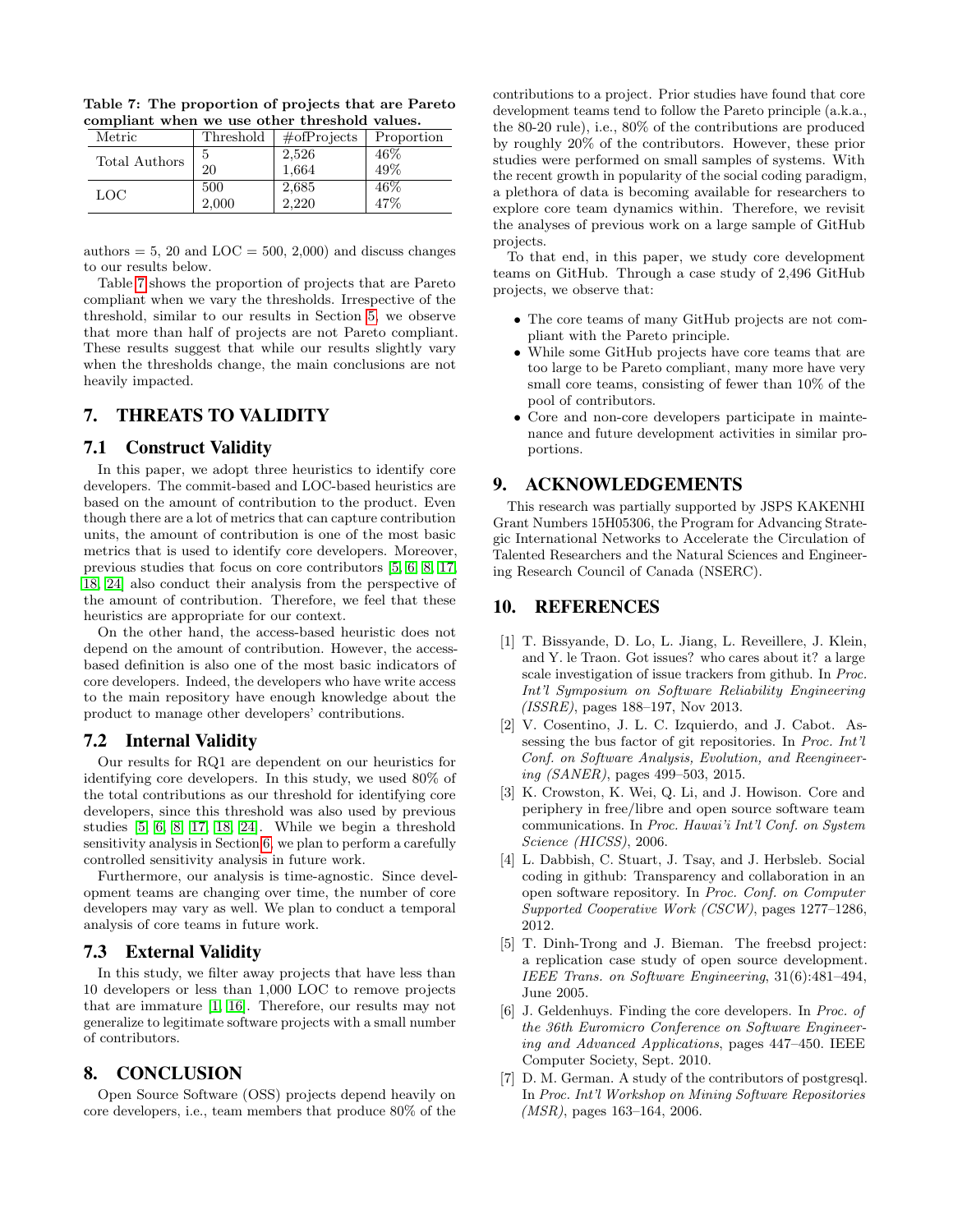**Table 7: The proportion of projects that are Pareto compliant when we use other threshold values.**

| Metric | Threshold | #ofProjects | Proportion |
|---|---|---|---|
| Total Authors | 5 | 2,526 | 46% |
| | 20 | 1,664 | 49% |
| LOC | 500 | 2,685 | 46% |
| | 2,000 | 2,220 | 47% |

authors = 5, 20 and LOC = 500, 2,000) and discuss changes to our results below.

Table 7 shows the proportion of projects that are Pareto compliant when we vary the thresholds. Irrespective of the threshold, similar to our results in Section 5, we observe that more than half of projects are not Pareto compliant. These results suggest that while our results slightly vary when the thresholds change, the main conclusions are not heavily impacted.

# 7. THREATS TO VALIDITY

## 7.1 Construct Validity

In this paper, we adopt three heuristics to identify core developers. The commit-based and LOC-based heuristics are based on the amount of contribution to the product. Even though there are a lot of metrics that can capture contribution units, the amount of contribution is one of the most basic metrics that is used to identify core developers. Moreover, previous studies that focus on core contributors [5, 6, 8, 17, 18, 24] also conduct their analysis from the perspective of the amount of contribution. Therefore, we feel that these heuristics are appropriate for our context.

On the other hand, the access-based heuristic does not depend on the amount of contribution. However, the access-based definition is also one of the most basic indicators of core developers. Indeed, the developers who have write access to the main repository have enough knowledge about the product to manage other developers' contributions.

## 7.2 Internal Validity

Our results for RQ1 are dependent on our heuristics for identifying core developers. In this study, we used 80% of the total contributions as our threshold for identifying core developers, since this threshold was also used by previous studies [5, 6, 8, 17, 18, 24]. While we begin a threshold sensitivity analysis in Section 6, we plan to perform a carefully controlled sensitivity analysis in future work.

Furthermore, our analysis is time-agnostic. Since development teams are changing over time, the number of core developers may vary as well. We plan to conduct a temporal analysis of core teams in future work.

## 7.3 External Validity

In this study, we filter away projects that have less than 10 developers or less than 1,000 LOC to remove projects that are immature [1, 16]. Therefore, our results may not generalize to legitimate software projects with a small number of contributors.

# 8. CONCLUSION

Open Source Software (OSS) projects depend heavily on core developers, i.e., team members that produce 80% of the contributions to a project. Prior studies have found that core development teams tend to follow the Pareto principle (a.k.a., the 80-20 rule), i.e., 80% of the contributions are produced by roughly 20% of the contributors. However, these prior studies were performed on small samples of systems. With the recent growth in popularity of the social coding paradigm, a plethora of data is becoming available for researchers to explore core team dynamics within. Therefore, we revisit the analyses of previous work on a large sample of GitHub projects.

To that end, in this paper, we study core development teams on GitHub. Through a case study of 2,496 GitHub projects, we observe that:

- The core teams of many GitHub projects are not compliant with the Pareto principle.
- While some GitHub projects have core teams that are too large to be Pareto compliant, many more have very small core teams, consisting of fewer than 10% of the pool of contributors.
- Core and non-core developers participate in maintenance and future development activities in similar proportions.

# 9. ACKNOWLEDGEMENTS

This research was partially supported by JSPS KAKENHI Grant Numbers 15H05306, the Program for Advancing Strategic International Networks to Accelerate the Circulation of Talented Researchers and the Natural Sciences and Engineering Research Council of Canada (NSERC).

# 10. REFERENCES

[1] T. Bissyande, D. Lo, L. Jiang, L. Reveillere, J. Klein, and Y. le Traon. Got issues? who cares about it? a large scale investigation of issue trackers from github. In *Proc. Int'l Symposium on Software Reliability Engineering (ISSRE)*, pages 188–197, Nov 2013.

[2] V. Cosentino, J. L. C. Izquierdo, and J. Cabot. Assessing the bus factor of git repositories. In *Proc. Int'l Conf. on Software Analysis, Evolution, and Reengineering (SANER)*, pages 499–503, 2015.

[3] K. Crowston, K. Wei, Q. Li, and J. Howison. Core and periphery in free/libre and open source software team communications. In *Proc. Hawai'i Int'l Conf. on System Science (HICSS)*, 2006.

[4] L. Dabbish, C. Stuart, J. Tsay, and J. Herbsleb. Social coding in github: Transparency and collaboration in an open software repository. In *Proc. Conf. on Computer Supported Cooperative Work (CSCW)*, pages 1277–1286, 2012.

[5] T. Dinh-Trong and J. Bieman. The freebsd project: a replication case study of open source development. *IEEE Trans. on Software Engineering*, 31(6):481–494, June 2005.

[6] J. Geldenhuys. Finding the core developers. In *Proc. of the 36th Euromicro Conference on Software Engineering and Advanced Applications*, pages 447–450. IEEE Computer Society, Sept. 2010.

[7] D. M. German. A study of the contributors of postgresql. In *Proc. Int'l Workshop on Mining Software Repositories (MSR)*, pages 163–164, 2006.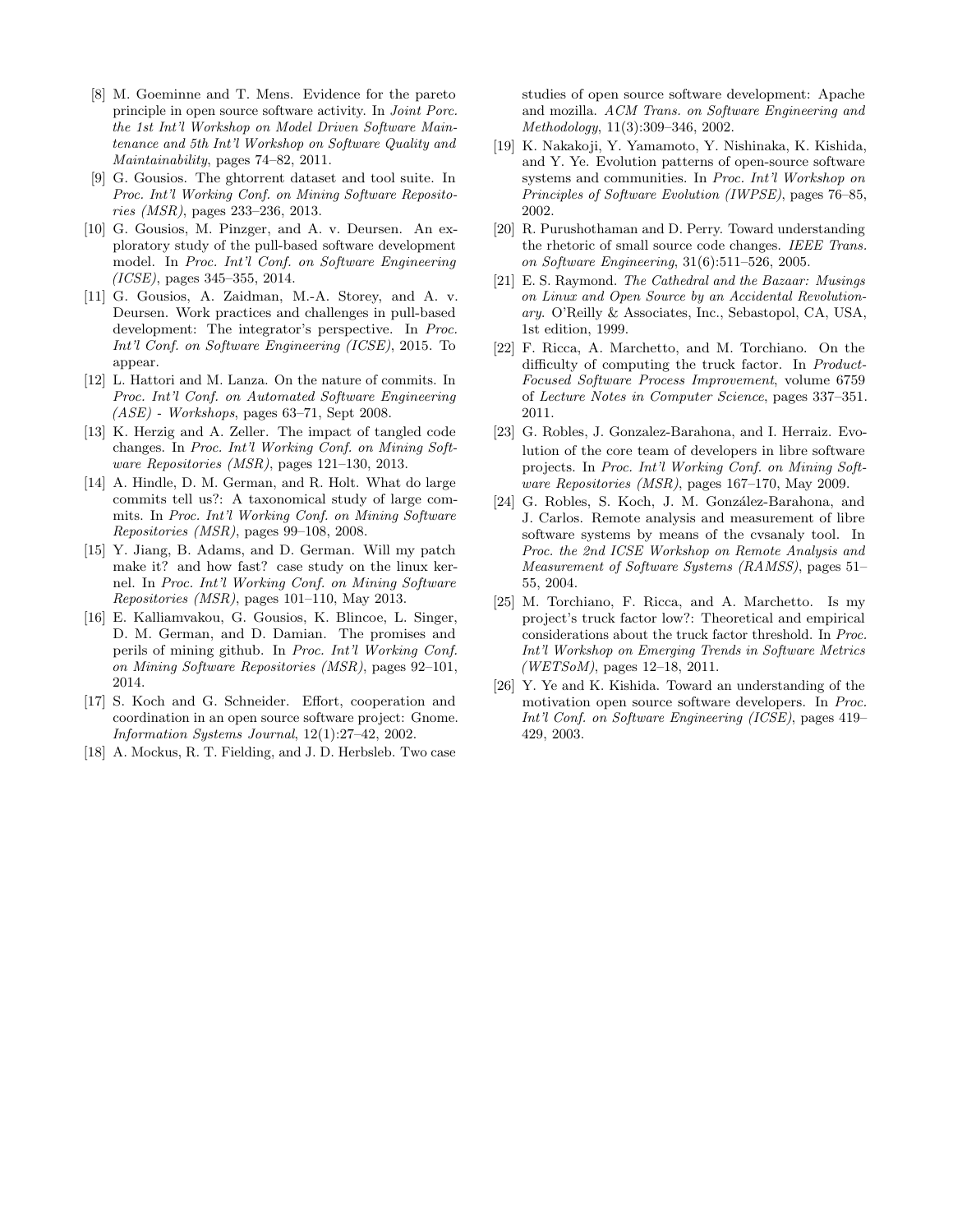[8] M. Goeminne and T. Mens. Evidence for the pareto principle in open source software activity. In *Joint Porc. the 1st Int'l Workshop on Model Driven Software Maintenance and 5th Int'l Workshop on Software Quality and Maintainability*, pages 74–82, 2011.

[9] G. Gousios. The ghtorrent dataset and tool suite. In *Proc. Int'l Working Conf. on Mining Software Repositories (MSR)*, pages 233–236, 2013.

[10] G. Gousios, M. Pinzger, and A. v. Deursen. An exploratory study of the pull-based software development model. In *Proc. Int'l Conf. on Software Engineering (ICSE)*, pages 345–355, 2014.

[11] G. Gousios, A. Zaidman, M.-A. Storey, and A. v. Deursen. Work practices and challenges in pull-based development: The integrator's perspective. In *Proc. Int'l Conf. on Software Engineering (ICSE)*, 2015. To appear.

[12] L. Hattori and M. Lanza. On the nature of commits. In *Proc. Int'l Conf. on Automated Software Engineering (ASE) - Workshops*, pages 63–71, Sept 2008.

[13] K. Herzig and A. Zeller. The impact of tangled code changes. In *Proc. Int'l Working Conf. on Mining Software Repositories (MSR)*, pages 121–130, 2013.

[14] A. Hindle, D. M. German, and R. Holt. What do large commits tell us?: A taxonomical study of large commits. In *Proc. Int'l Working Conf. on Mining Software Repositories (MSR)*, pages 99–108, 2008.

[15] Y. Jiang, B. Adams, and D. German. Will my patch make it? and how fast? case study on the linux kernel. In *Proc. Int'l Working Conf. on Mining Software Repositories (MSR)*, pages 101–110, May 2013.

[16] E. Kalliamvakou, G. Gousios, K. Blincoe, L. Singer, D. M. German, and D. Damian. The promises and perils of mining github. In *Proc. Int'l Working Conf. on Mining Software Repositories (MSR)*, pages 92–101, 2014.

[17] S. Koch and G. Schneider. Effort, cooperation and coordination in an open source software project: Gnome. *Information Systems Journal*, 12(1):27–42, 2002.

[18] A. Mockus, R. T. Fielding, and J. D. Herbsleb. Two case studies of open source software development: Apache and mozilla. *ACM Trans. on Software Engineering and Methodology*, 11(3):309–346, 2002.

[19] K. Nakakoji, Y. Yamamoto, Y. Nishinaka, K. Kishida, and Y. Ye. Evolution patterns of open-source software systems and communities. In *Proc. Int'l Workshop on Principles of Software Evolution (IWPSE)*, pages 76–85, 2002.

[20] R. Purushothaman and D. Perry. Toward understanding the rhetoric of small source code changes. *IEEE Trans. on Software Engineering*, 31(6):511–526, 2005.

[21] E. S. Raymond. *The Cathedral and the Bazaar: Musings on Linux and Open Source by an Accidental Revolutionary*. O'Reilly & Associates, Inc., Sebastopol, CA, USA, 1st edition, 1999.

[22] F. Ricca, A. Marchetto, and M. Torchiano. On the difficulty of computing the truck factor. In *Product-Focused Software Process Improvement*, volume 6759 of *Lecture Notes in Computer Science*, pages 337–351. 2011.

[23] G. Robles, J. Gonzalez-Barahona, and I. Herraiz. Evolution of the core team of developers in libre software projects. In *Proc. Int'l Working Conf. on Mining Software Repositories (MSR)*, pages 167–170, May 2009.

[24] G. Robles, S. Koch, J. M. González-Barahona, and J. Carlos. Remote analysis and measurement of libre software systems by means of the cvsanaly tool. In *Proc. the 2nd ICSE Workshop on Remote Analysis and Measurement of Software Systems (RAMSS)*, pages 51–55, 2004.

[25] M. Torchiano, F. Ricca, and A. Marchetto. Is my project's truck factor low?: Theoretical and empirical considerations about the truck factor threshold. In *Proc. Int'l Workshop on Emerging Trends in Software Metrics (WETSoM)*, pages 12–18, 2011.

[26] Y. Ye and K. Kishida. Toward an understanding of the motivation open source software developers. In *Proc. Int'l Conf. on Software Engineering (ICSE)*, pages 419–429, 2003.